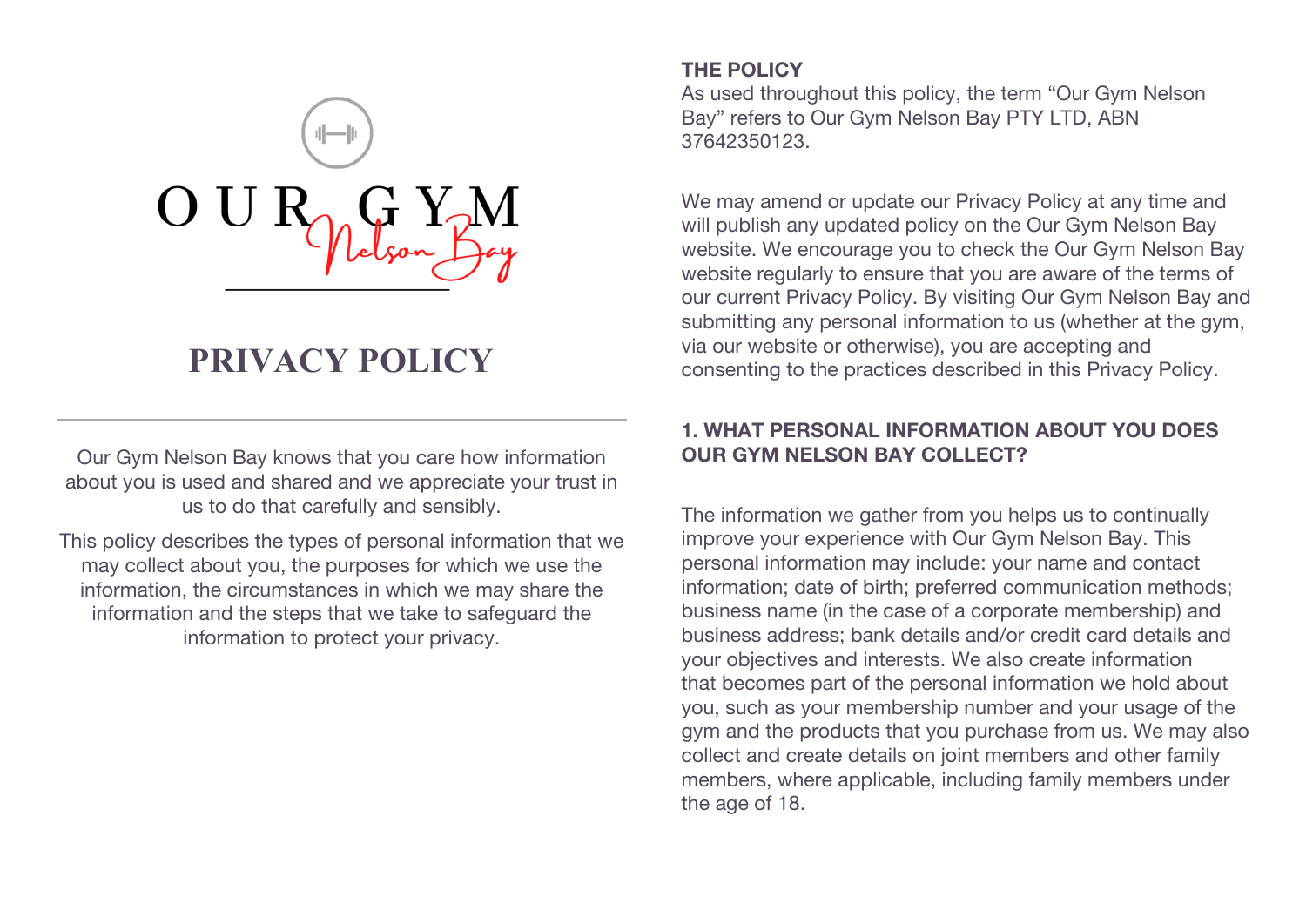OUR GYM Nelson Bay

# PRIVACY POLICY

Our Gym Nelson Bay knows that you care how information about you is used and shared and we appreciate your trust in us to do that carefully and sensibly.

This policy describes the types of personal information that we may collect about you, the purposes for which we use the information, the circumstances in which we may share the information and the steps that we take to safeguard the information to protect your privacy.

## THE POLICY

As used throughout this policy, the term "Our Gym Nelson Bay" refers to Our Gym Nelson Bay PTY LTD, ABN 37642350123.

We may amend or update our Privacy Policy at any time and will publish any updated policy on the Our Gym Nelson Bay website. We encourage you to check the Our Gym Nelson Bay website regularly to ensure that you are aware of the terms of our current Privacy Policy. By visiting Our Gym Nelson Bay and submitting any personal information to us (whether at the gym, via our website or otherwise), you are accepting and consenting to the practices described in this Privacy Policy.

## 1. WHAT PERSONAL INFORMATION ABOUT YOU DOES OUR GYM NELSON BAY COLLECT?

The information we gather from you helps us to continually improve your experience with Our Gym Nelson Bay. This personal information may include: your name and contact information; date of birth; preferred communication methods; business name (in the case of a corporate membership) and business address; bank details and/or credit card details and your objectives and interests. We also create information that becomes part of the personal information we hold about you, such as your membership number and your usage of the gym and the products that you purchase from us. We may also collect and create details on joint members and other family members, where applicable, including family members under the age of 18.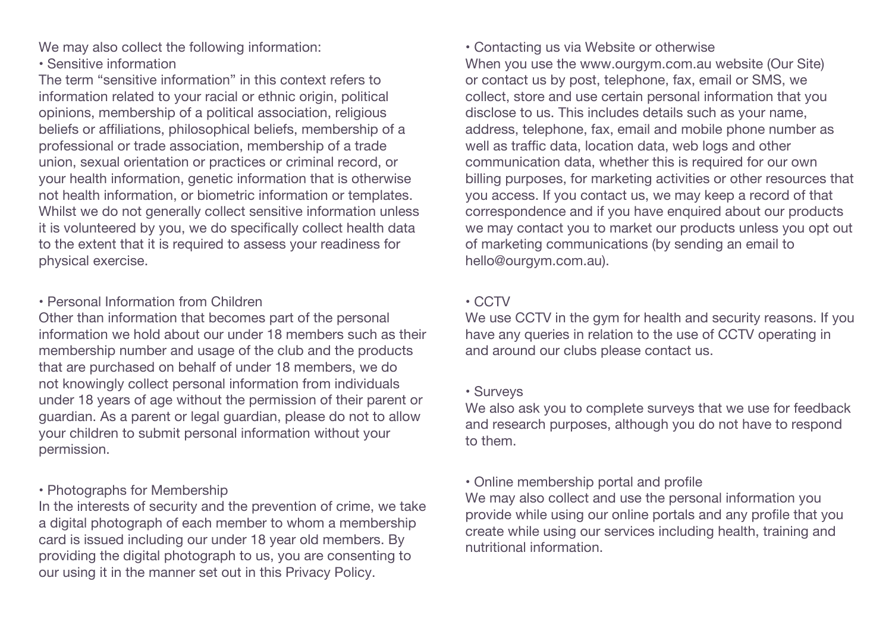We may also collect the following information:

• Sensitive information

The term "sensitive information" in this context refers to information related to your racial or ethnic origin, political opinions, membership of a political association, religious beliefs or affiliations, philosophical beliefs, membership of a professional or trade association, membership of a trade union, sexual orientation or practices or criminal record, or your health information, genetic information that is otherwise not health information, or biometric information or templates. Whilst we do not generally collect sensitive information unless it is volunteered by you, we do specifically collect health data to the extent that it is required to assess your readiness for physical exercise.

• Personal Information from Children

Other than information that becomes part of the personal information we hold about our under 18 members such as their membership number and usage of the club and the products that are purchased on behalf of under 18 members, we do not knowingly collect personal information from individuals under 18 years of age without the permission of their parent or guardian. As a parent or legal guardian, please do not to allow your children to submit personal information without your permission.

• Photographs for Membership

In the interests of security and the prevention of crime, we take a digital photograph of each member to whom a membership card is issued including our under 18 year old members. By providing the digital photograph to us, you are consenting to our using it in the manner set out in this Privacy Policy.

• Contacting us via Website or otherwise

When you use the www.ourgym.com.au website (Our Site) or contact us by post, telephone, fax, email or SMS, we collect, store and use certain personal information that you disclose to us. This includes details such as your name, address, telephone, fax, email and mobile phone number as well as traffic data, location data, web logs and other communication data, whether this is required for our own billing purposes, for marketing activities or other resources that you access. If you contact us, we may keep a record of that correspondence and if you have enquired about our products we may contact you to market our products unless you opt out of marketing communications (by sending an email to hello@ourgym.com.au).

• CCTV

We use CCTV in the gym for health and security reasons. If you have any queries in relation to the use of CCTV operating in and around our clubs please contact us.

• Surveys

We also ask you to complete surveys that we use for feedback and research purposes, although you do not have to respond to them.

• Online membership portal and profile

We may also collect and use the personal information you provide while using our online portals and any profile that you create while using our services including health, training and nutritional information.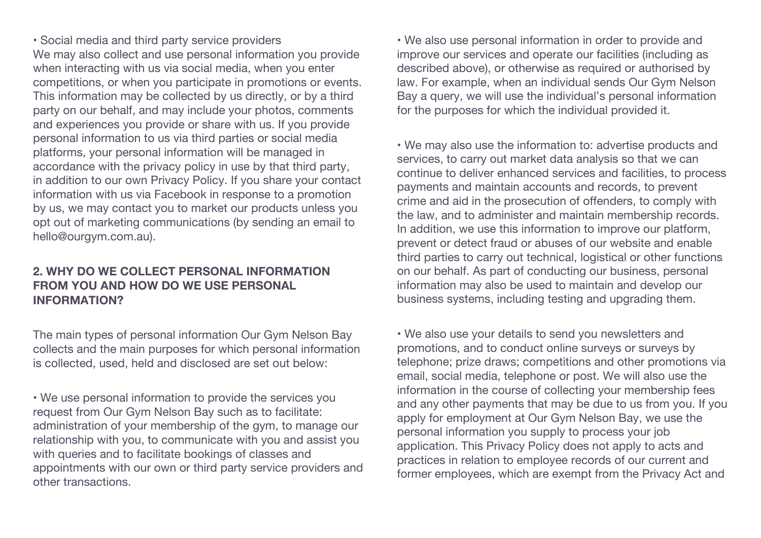• Social media and third party service providers
We may also collect and use personal information you provide when interacting with us via social media, when you enter competitions, or when you participate in promotions or events. This information may be collected by us directly, or by a third party on our behalf, and may include your photos, comments and experiences you provide or share with us. If you provide personal information to us via third parties or social media platforms, your personal information will be managed in accordance with the privacy policy in use by that third party, in addition to our own Privacy Policy. If you share your contact information with us via Facebook in response to a promotion by us, we may contact you to market our products unless you opt out of marketing communications (by sending an email to hello@ourgym.com.au).

## 2. WHY DO WE COLLECT PERSONAL INFORMATION FROM YOU AND HOW DO WE USE PERSONAL INFORMATION?

The main types of personal information Our Gym Nelson Bay collects and the main purposes for which personal information is collected, used, held and disclosed are set out below:

• We use personal information to provide the services you request from Our Gym Nelson Bay such as to facilitate: administration of your membership of the gym, to manage our relationship with you, to communicate with you and assist you with queries and to facilitate bookings of classes and appointments with our own or third party service providers and other transactions.

• We also use personal information in order to provide and improve our services and operate our facilities (including as described above), or otherwise as required or authorised by law. For example, when an individual sends Our Gym Nelson Bay a query, we will use the individual's personal information for the purposes for which the individual provided it.

• We may also use the information to: advertise products and services, to carry out market data analysis so that we can continue to deliver enhanced services and facilities, to process payments and maintain accounts and records, to prevent crime and aid in the prosecution of offenders, to comply with the law, and to administer and maintain membership records. In addition, we use this information to improve our platform, prevent or detect fraud or abuses of our website and enable third parties to carry out technical, logistical or other functions on our behalf. As part of conducting our business, personal information may also be used to maintain and develop our business systems, including testing and upgrading them.

• We also use your details to send you newsletters and promotions, and to conduct online surveys or surveys by telephone; prize draws; competitions and other promotions via email, social media, telephone or post. We will also use the information in the course of collecting your membership fees and any other payments that may be due to us from you. If you apply for employment at Our Gym Nelson Bay, we use the personal information you supply to process your job application. This Privacy Policy does not apply to acts and practices in relation to employee records of our current and former employees, which are exempt from the Privacy Act and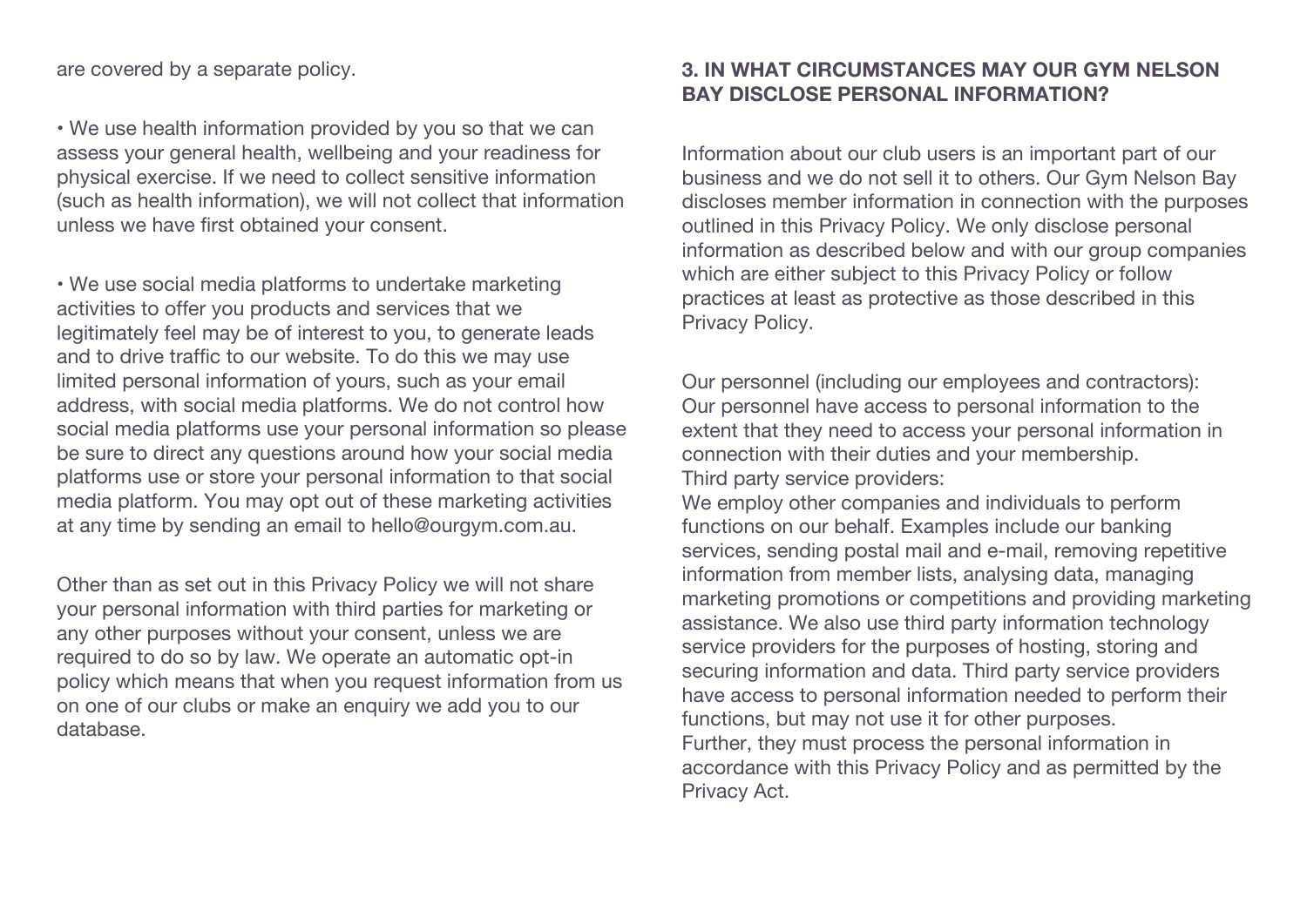are covered by a separate policy.

• We use health information provided by you so that we can assess your general health, wellbeing and your readiness for physical exercise. If we need to collect sensitive information (such as health information), we will not collect that information unless we have first obtained your consent.

• We use social media platforms to undertake marketing activities to offer you products and services that we legitimately feel may be of interest to you, to generate leads and to drive traffic to our website. To do this we may use limited personal information of yours, such as your email address, with social media platforms. We do not control how social media platforms use your personal information so please be sure to direct any questions around how your social media platforms use or store your personal information to that social media platform. You may opt out of these marketing activities at any time by sending an email to hello@ourgym.com.au.

Other than as set out in this Privacy Policy we will not share your personal information with third parties for marketing or any other purposes without your consent, unless we are required to do so by law. We operate an automatic opt-in policy which means that when you request information from us on one of our clubs or make an enquiry we add you to our database.

## 3. IN WHAT CIRCUMSTANCES MAY OUR GYM NELSON BAY DISCLOSE PERSONAL INFORMATION?

Information about our club users is an important part of our business and we do not sell it to others. Our Gym Nelson Bay discloses member information in connection with the purposes outlined in this Privacy Policy. We only disclose personal information as described below and with our group companies which are either subject to this Privacy Policy or follow practices at least as protective as those described in this Privacy Policy.

Our personnel (including our employees and contractors): Our personnel have access to personal information to the extent that they need to access your personal information in connection with their duties and your membership.
Third party service providers:
We employ other companies and individuals to perform functions on our behalf. Examples include our banking services, sending postal mail and e-mail, removing repetitive information from member lists, analysing data, managing marketing promotions or competitions and providing marketing assistance. We also use third party information technology service providers for the purposes of hosting, storing and securing information and data. Third party service providers have access to personal information needed to perform their functions, but may not use it for other purposes.
Further, they must process the personal information in accordance with this Privacy Policy and as permitted by the Privacy Act.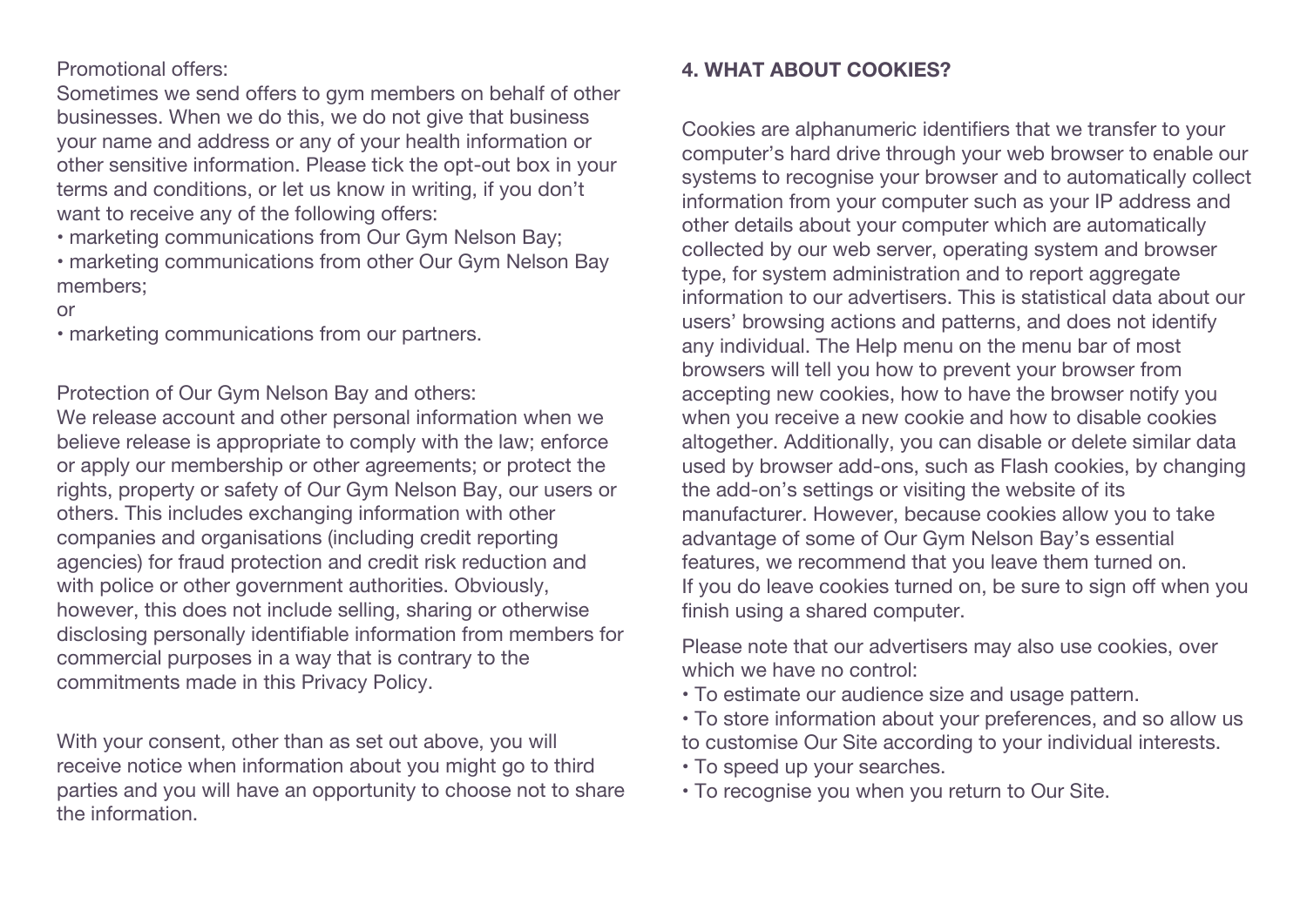Promotional offers:
Sometimes we send offers to gym members on behalf of other businesses. When we do this, we do not give that business your name and address or any of your health information or other sensitive information. Please tick the opt-out box in your terms and conditions, or let us know in writing, if you don't want to receive any of the following offers:

- marketing communications from Our Gym Nelson Bay;
- marketing communications from other Our Gym Nelson Bay members;

or

- marketing communications from our partners.

Protection of Our Gym Nelson Bay and others:
We release account and other personal information when we believe release is appropriate to comply with the law; enforce or apply our membership or other agreements; or protect the rights, property or safety of Our Gym Nelson Bay, our users or others. This includes exchanging information with other companies and organisations (including credit reporting agencies) for fraud protection and credit risk reduction and with police or other government authorities. Obviously, however, this does not include selling, sharing or otherwise disclosing personally identifiable information from members for commercial purposes in a way that is contrary to the commitments made in this Privacy Policy.

With your consent, other than as set out above, you will receive notice when information about you might go to third parties and you will have an opportunity to choose not to share the information.

## 4. WHAT ABOUT COOKIES?

Cookies are alphanumeric identifiers that we transfer to your computer's hard drive through your web browser to enable our systems to recognise your browser and to automatically collect information from your computer such as your IP address and other details about your computer which are automatically collected by our web server, operating system and browser type, for system administration and to report aggregate information to our advertisers. This is statistical data about our users' browsing actions and patterns, and does not identify any individual. The Help menu on the menu bar of most browsers will tell you how to prevent your browser from accepting new cookies, how to have the browser notify you when you receive a new cookie and how to disable cookies altogether. Additionally, you can disable or delete similar data used by browser add-ons, such as Flash cookies, by changing the add-on's settings or visiting the website of its manufacturer. However, because cookies allow you to take advantage of some of Our Gym Nelson Bay's essential features, we recommend that you leave them turned on. If you do leave cookies turned on, be sure to sign off when you finish using a shared computer.

Please note that our advertisers may also use cookies, over which we have no control:

- To estimate our audience size and usage pattern.
- To store information about your preferences, and so allow us to customise Our Site according to your individual interests.
- To speed up your searches.
- To recognise you when you return to Our Site.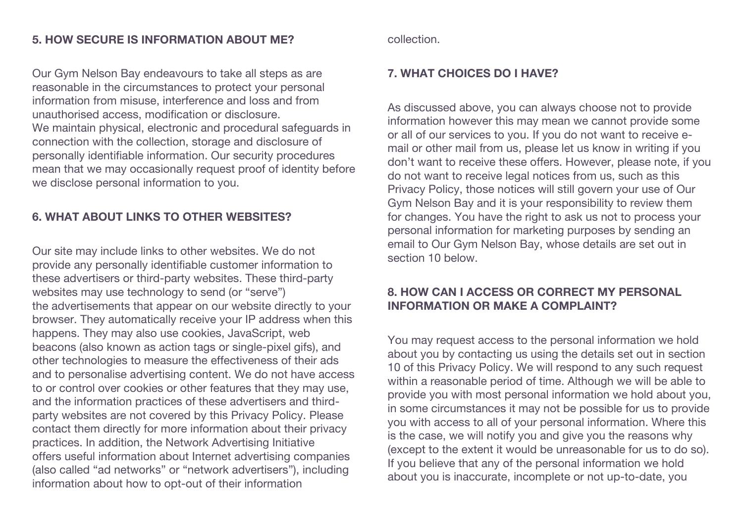## 5. HOW SECURE IS INFORMATION ABOUT ME?

Our Gym Nelson Bay endeavours to take all steps as are reasonable in the circumstances to protect your personal information from misuse, interference and loss and from unauthorised access, modification or disclosure.
We maintain physical, electronic and procedural safeguards in connection with the collection, storage and disclosure of personally identifiable information. Our security procedures mean that we may occasionally request proof of identity before we disclose personal information to you.

## 6. WHAT ABOUT LINKS TO OTHER WEBSITES?

Our site may include links to other websites. We do not provide any personally identifiable customer information to these advertisers or third-party websites. These third-party websites may use technology to send (or "serve") the advertisements that appear on our website directly to your browser. They automatically receive your IP address when this happens. They may also use cookies, JavaScript, web beacons (also known as action tags or single-pixel gifs), and other technologies to measure the effectiveness of their ads and to personalise advertising content. We do not have access to or control over cookies or other features that they may use, and the information practices of these advertisers and third-party websites are not covered by this Privacy Policy. Please contact them directly for more information about their privacy practices. In addition, the Network Advertising Initiative offers useful information about Internet advertising companies (also called "ad networks" or "network advertisers"), including information about how to opt-out of their information collection.

## 7. WHAT CHOICES DO I HAVE?

As discussed above, you can always choose not to provide information however this may mean we cannot provide some or all of our services to you. If you do not want to receive e-mail or other mail from us, please let us know in writing if you don't want to receive these offers. However, please note, if you do not want to receive legal notices from us, such as this Privacy Policy, those notices will still govern your use of Our Gym Nelson Bay and it is your responsibility to review them for changes. You have the right to ask us not to process your personal information for marketing purposes by sending an email to Our Gym Nelson Bay, whose details are set out in section 10 below.

## 8. HOW CAN I ACCESS OR CORRECT MY PERSONAL INFORMATION OR MAKE A COMPLAINT?

You may request access to the personal information we hold about you by contacting us using the details set out in section 10 of this Privacy Policy. We will respond to any such request within a reasonable period of time. Although we will be able to provide you with most personal information we hold about you, in some circumstances it may not be possible for us to provide you with access to all of your personal information. Where this is the case, we will notify you and give you the reasons why (except to the extent it would be unreasonable for us to do so). If you believe that any of the personal information we hold about you is inaccurate, incomplete or not up-to-date, you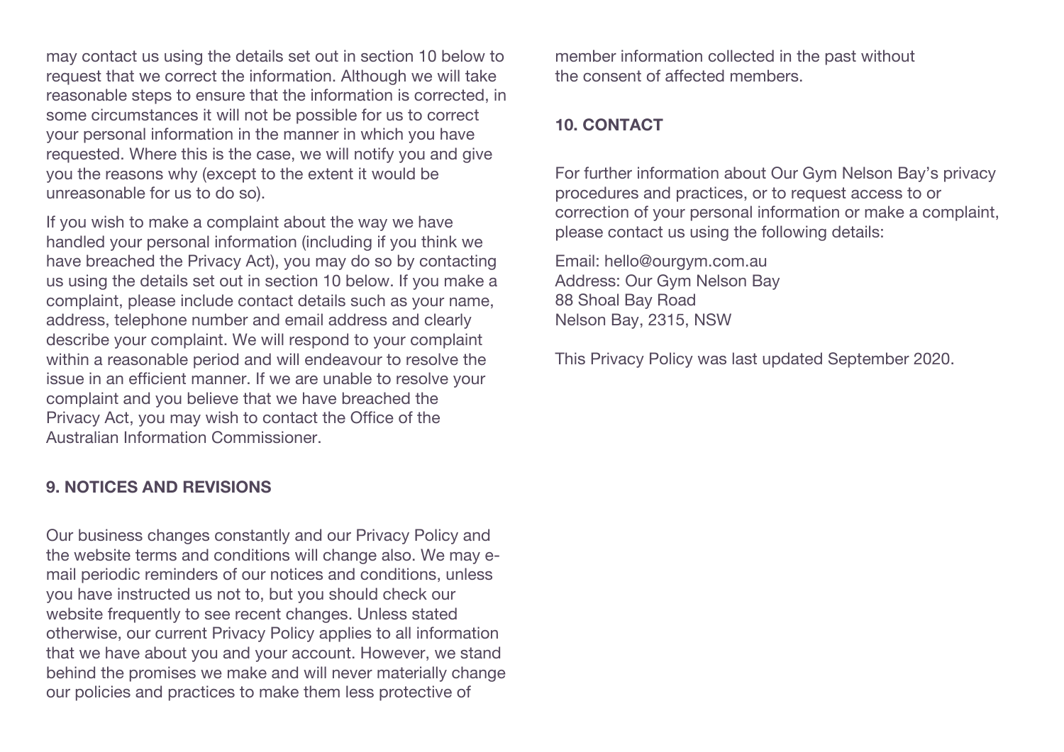may contact us using the details set out in section 10 below to request that we correct the information. Although we will take reasonable steps to ensure that the information is corrected, in some circumstances it will not be possible for us to correct your personal information in the manner in which you have requested. Where this is the case, we will notify you and give you the reasons why (except to the extent it would be unreasonable for us to do so).

If you wish to make a complaint about the way we have handled your personal information (including if you think we have breached the Privacy Act), you may do so by contacting us using the details set out in section 10 below. If you make a complaint, please include contact details such as your name, address, telephone number and email address and clearly describe your complaint. We will respond to your complaint within a reasonable period and will endeavour to resolve the issue in an efficient manner. If we are unable to resolve your complaint and you believe that we have breached the Privacy Act, you may wish to contact the Office of the Australian Information Commissioner.

## 9. NOTICES AND REVISIONS

Our business changes constantly and our Privacy Policy and the website terms and conditions will change also. We may e-mail periodic reminders of our notices and conditions, unless you have instructed us not to, but you should check our website frequently to see recent changes. Unless stated otherwise, our current Privacy Policy applies to all information that we have about you and your account. However, we stand behind the promises we make and will never materially change our policies and practices to make them less protective of member information collected in the past without the consent of affected members.

## 10. CONTACT

For further information about Our Gym Nelson Bay's privacy procedures and practices, or to request access to or correction of your personal information or make a complaint, please contact us using the following details:

Email: hello@ourgym.com.au
Address: Our Gym Nelson Bay
88 Shoal Bay Road
Nelson Bay, 2315, NSW

This Privacy Policy was last updated September 2020.